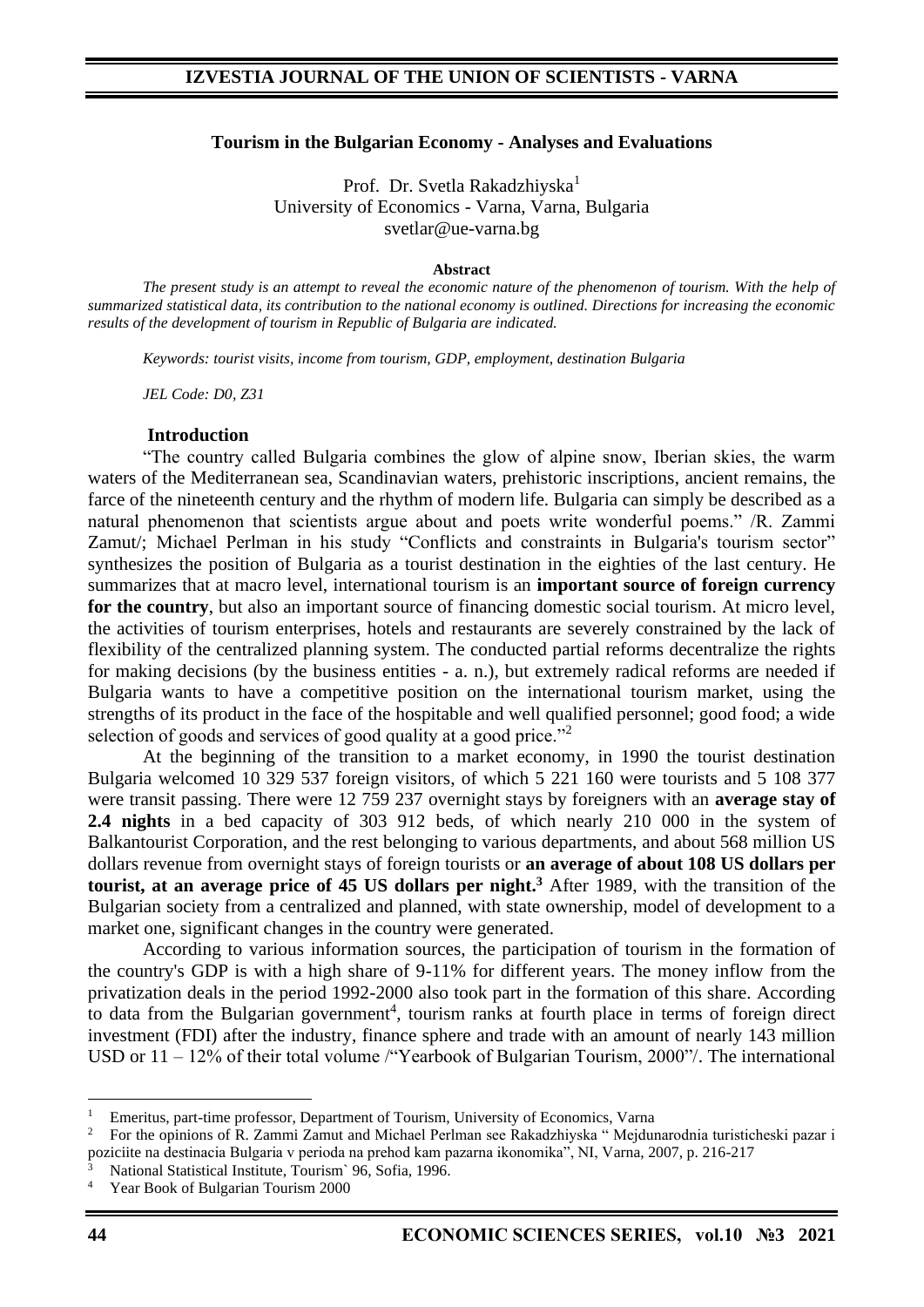# Tourism in the Bulgarian Economy - Analyses and Evaluations

Prof. Dr. Svetla Rakadzhiyska[1]
University of Economics - Varna, Varna, Bulgaria
svetlar@ue-varna.bg

**Abstract**

*The present study is an attempt to reveal the economic nature of the phenomenon of tourism. With the help of summarized statistical data, its contribution to the national economy is outlined. Directions for increasing the economic results of the development of tourism in Republic of Bulgaria are indicated.*

*Keywords: tourist visits, income from tourism, GDP, employment, destination Bulgaria*

*JEL Code: D0, Z31*

## Introduction

"The country called Bulgaria combines the glow of alpine snow, Iberian skies, the warm waters of the Mediterranean sea, Scandinavian waters, prehistoric inscriptions, ancient remains, the farce of the nineteenth century and the rhythm of modern life. Bulgaria can simply be described as a natural phenomenon that scientists argue about and poets write wonderful poems." /R. Zammi Zamut/; Michael Perlman in his study "Conflicts and constraints in Bulgaria's tourism sector" synthesizes the position of Bulgaria as a tourist destination in the eighties of the last century. He summarizes that at macro level, international tourism is an **important source of foreign currency for the country**, but also an important source of financing domestic social tourism. At micro level, the activities of tourism enterprises, hotels and restaurants are severely constrained by the lack of flexibility of the centralized planning system. The conducted partial reforms decentralize the rights for making decisions (by the business entities - a. n.), but extremely radical reforms are needed if Bulgaria wants to have a competitive position on the international tourism market, using the strengths of its product in the face of the hospitable and well qualified personnel; good food; a wide selection of goods and services of good quality at a good price."[2]

At the beginning of the transition to a market economy, in 1990 the tourist destination Bulgaria welcomed 10 329 537 foreign visitors, of which 5 221 160 were tourists and 5 108 377 were transit passing. There were 12 759 237 overnight stays by foreigners with an **average stay of 2.4 nights** in a bed capacity of 303 912 beds, of which nearly 210 000 in the system of Balkantourist Corporation, and the rest belonging to various departments, and about 568 million US dollars revenue from overnight stays of foreign tourists or **an average of about 108 US dollars per tourist, at an average price of 45 US dollars per night.[3]** After 1989, with the transition of the Bulgarian society from a centralized and planned, with state ownership, model of development to a market one, significant changes in the country were generated.

According to various information sources, the participation of tourism in the formation of the country's GDP is with a high share of 9-11% for different years. The money inflow from the privatization deals in the period 1992-2000 also took part in the formation of this share. According to data from the Bulgarian government[4], tourism ranks at fourth place in terms of foreign direct investment (FDI) after the industry, finance sphere and trade with an amount of nearly 143 million USD or 11 – 12% of their total volume /"Yearbook of Bulgarian Tourism, 2000"/. The international

---

[1] Emeritus, part-time professor, Department of Tourism, University of Economics, Varna

[2] For the opinions of R. Zammi Zamut and Michael Perlman see Rakadzhiyska " Mejdunarodnia turisticheski pazar i poziciite na destinacia Bulgaria v perioda na prehod kam pazarna ikonomika", NI, Varna, 2007, p. 216-217

[3] National Statistical Institute, Tourism` 96, Sofia, 1996.

[4] Year Book of Bulgarian Tourism 2000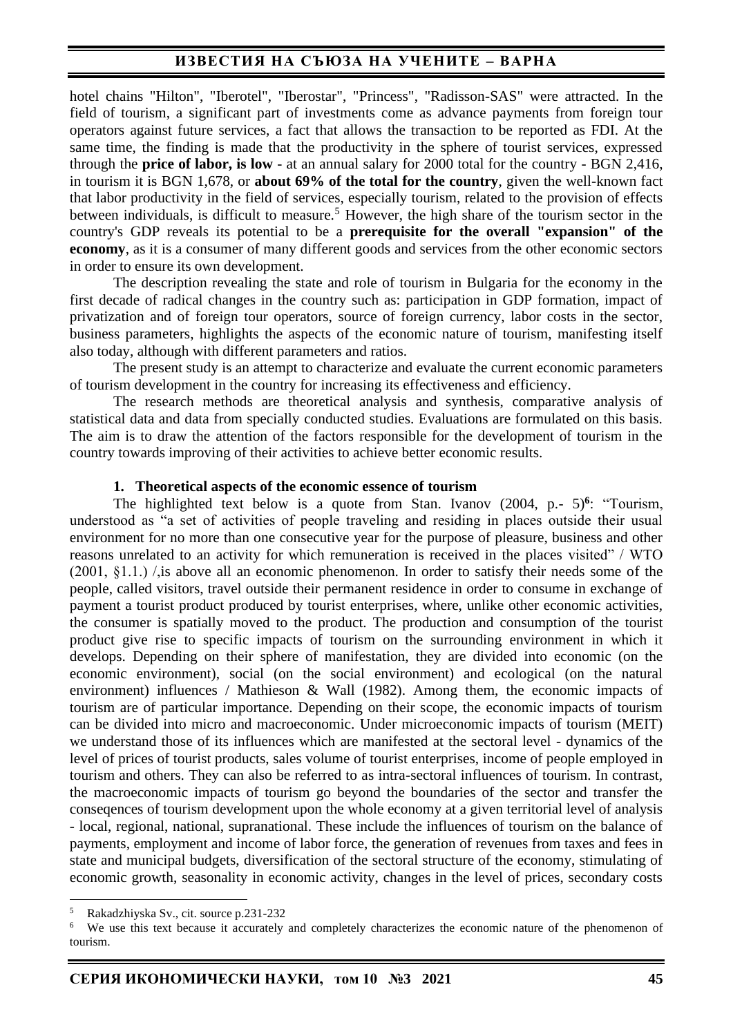hotel chains "Hilton", "Iberotel", "Iberostar", "Princess", "Radisson-SAS" were attracted. In the field of tourism, a significant part of investments come as advance payments from foreign tour operators against future services, a fact that allows the transaction to be reported as FDI. At the same time, the finding is made that the productivity in the sphere of tourist services, expressed through the **price of labor, is low** - at an annual salary for 2000 total for the country - BGN 2,416, in tourism it is BGN 1,678, or **about 69% of the total for the country**, given the well-known fact that labor productivity in the field of services, especially tourism, related to the provision of effects between individuals, is difficult to measure.[5] However, the high share of the tourism sector in the country's GDP reveals its potential to be a **prerequisite for the overall "expansion" of the economy**, as it is a consumer of many different goods and services from the other economic sectors in order to ensure its own development.

The description revealing the state and role of tourism in Bulgaria for the economy in the first decade of radical changes in the country such as: participation in GDP formation, impact of privatization and of foreign tour operators, source of foreign currency, labor costs in the sector, business parameters, highlights the aspects of the economic nature of tourism, manifesting itself also today, although with different parameters and ratios.

The present study is an attempt to characterize and evaluate the current economic parameters of tourism development in the country for increasing its effectiveness and efficiency.

The research methods are theoretical analysis and synthesis, comparative analysis of statistical data and data from specially conducted studies. Evaluations are formulated on this basis. The aim is to draw the attention of the factors responsible for the development of tourism in the country towards improving of their activities to achieve better economic results.

## 1. Theoretical aspects of the economic essence of tourism

The highlighted text below is a quote from Stan. Ivanov (2004, p.- 5)[6]: "Tourism, understood as "a set of activities of people traveling and residing in places outside their usual environment for no more than one consecutive year for the purpose of pleasure, business and other reasons unrelated to an activity for which remuneration is received in the places visited" / WTO (2001, §1.1.) /,is above all an economic phenomenon. In order to satisfy their needs some of the people, called visitors, travel outside their permanent residence in order to consume in exchange of payment a tourist product produced by tourist enterprises, where, unlike other economic activities, the consumer is spatially moved to the product. The production and consumption of the tourist product give rise to specific impacts of tourism on the surrounding environment in which it develops. Depending on their sphere of manifestation, they are divided into economic (on the economic environment), social (on the social environment) and ecological (on the natural environment) influences / Mathieson & Wall (1982). Among them, the economic impacts of tourism are of particular importance. Depending on their scope, the economic impacts of tourism can be divided into micro and macroeconomic. Under microeconomic impacts of tourism (MEIT) we understand those of its influences which are manifested at the sectoral level - dynamics of the level of prices of tourist products, sales volume of tourist enterprises, income of people employed in tourism and others. They can also be referred to as intra-sectoral influences of tourism. In contrast, the macroeconomic impacts of tourism go beyond the boundaries of the sector and transfer the conseqences of tourism development upon the whole economy at a given territorial level of analysis - local, regional, national, supranational. These include the influences of tourism on the balance of payments, employment and income of labor force, the generation of revenues from taxes and fees in state and municipal budgets, diversification of the sectoral structure of the economy, stimulating of economic growth, seasonality in economic activity, changes in the level of prices, secondary costs

---

[5] Rakadzhiyska Sv., cit. source p.231-232

[6] We use this text because it accurately and completely characterizes the economic nature of the phenomenon of tourism.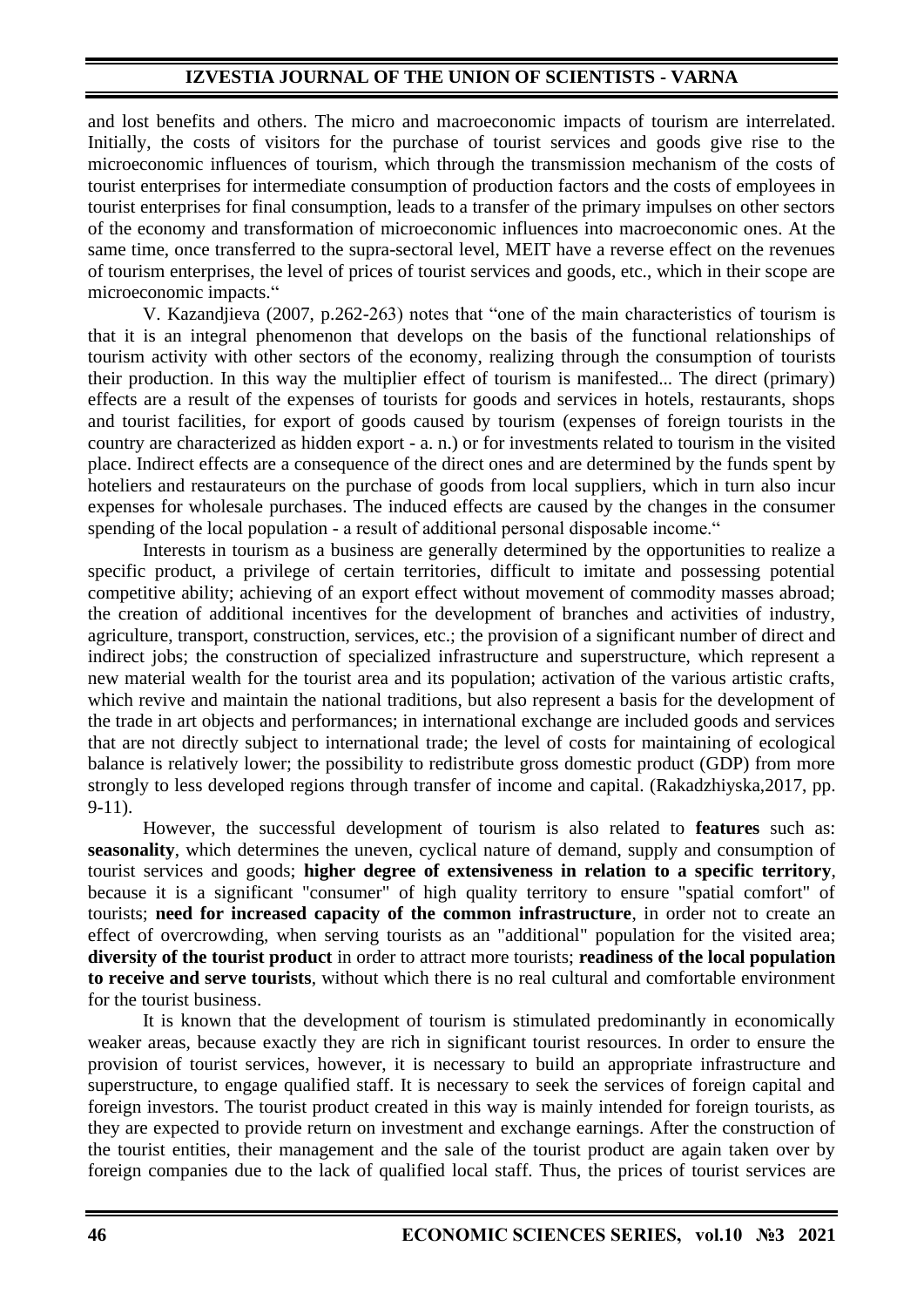and lost benefits and others. The micro and macroeconomic impacts of tourism are interrelated. Initially, the costs of visitors for the purchase of tourist services and goods give rise to the microeconomic influences of tourism, which through the transmission mechanism of the costs of tourist enterprises for intermediate consumption of production factors and the costs of employees in tourist enterprises for final consumption, leads to a transfer of the primary impulses on other sectors of the economy and transformation of microeconomic influences into macroeconomic ones. At the same time, once transferred to the supra-sectoral level, MEIT have a reverse effect on the revenues of tourism enterprises, the level of prices of tourist services and goods, etc., which in their scope are microeconomic impacts."

V. Kazandjieva (2007, p.262-263) notes that "one of the main characteristics of tourism is that it is an integral phenomenon that develops on the basis of the functional relationships of tourism activity with other sectors of the economy, realizing through the consumption of tourists their production. In this way the multiplier effect of tourism is manifested... The direct (primary) effects are a result of the expenses of tourists for goods and services in hotels, restaurants, shops and tourist facilities, for export of goods caused by tourism (expenses of foreign tourists in the country are characterized as hidden export - a. n.) or for investments related to tourism in the visited place. Indirect effects are a consequence of the direct ones and are determined by the funds spent by hoteliers and restaurateurs on the purchase of goods from local suppliers, which in turn also incur expenses for wholesale purchases. The induced effects are caused by the changes in the consumer spending of the local population - a result of additional personal disposable income."

Interests in tourism as a business are generally determined by the opportunities to realize a specific product, a privilege of certain territories, difficult to imitate and possessing potential competitive ability; achieving of an export effect without movement of commodity masses abroad; the creation of additional incentives for the development of branches and activities of industry, agriculture, transport, construction, services, etc.; the provision of a significant number of direct and indirect jobs; the construction of specialized infrastructure and superstructure, which represent a new material wealth for the tourist area and its population; activation of the various artistic crafts, which revive and maintain the national traditions, but also represent a basis for the development of the trade in art objects and performances; in international exchange are included goods and services that are not directly subject to international trade; the level of costs for maintaining of ecological balance is relatively lower; the possibility to redistribute gross domestic product (GDP) from more strongly to less developed regions through transfer of income and capital. (Rakadzhiyska,2017, pp. 9-11).

However, the successful development of tourism is also related to **features** such as: **seasonality**, which determines the uneven, cyclical nature of demand, supply and consumption of tourist services and goods; **higher degree of extensiveness in relation to a specific territory**, because it is a significant "consumer" of high quality territory to ensure "spatial comfort" of tourists; **need for increased capacity of the common infrastructure**, in order not to create an effect of overcrowding, when serving tourists as an "additional" population for the visited area; **diversity of the tourist product** in order to attract more tourists; **readiness of the local population to receive and serve tourists**, without which there is no real cultural and comfortable environment for the tourist business.

It is known that the development of tourism is stimulated predominantly in economically weaker areas, because exactly they are rich in significant tourist resources. In order to ensure the provision of tourist services, however, it is necessary to build an appropriate infrastructure and superstructure, to engage qualified staff. It is necessary to seek the services of foreign capital and foreign investors. The tourist product created in this way is mainly intended for foreign tourists, as they are expected to provide return on investment and exchange earnings. After the construction of the tourist entities, their management and the sale of the tourist product are again taken over by foreign companies due to the lack of qualified local staff. Thus, the prices of tourist services are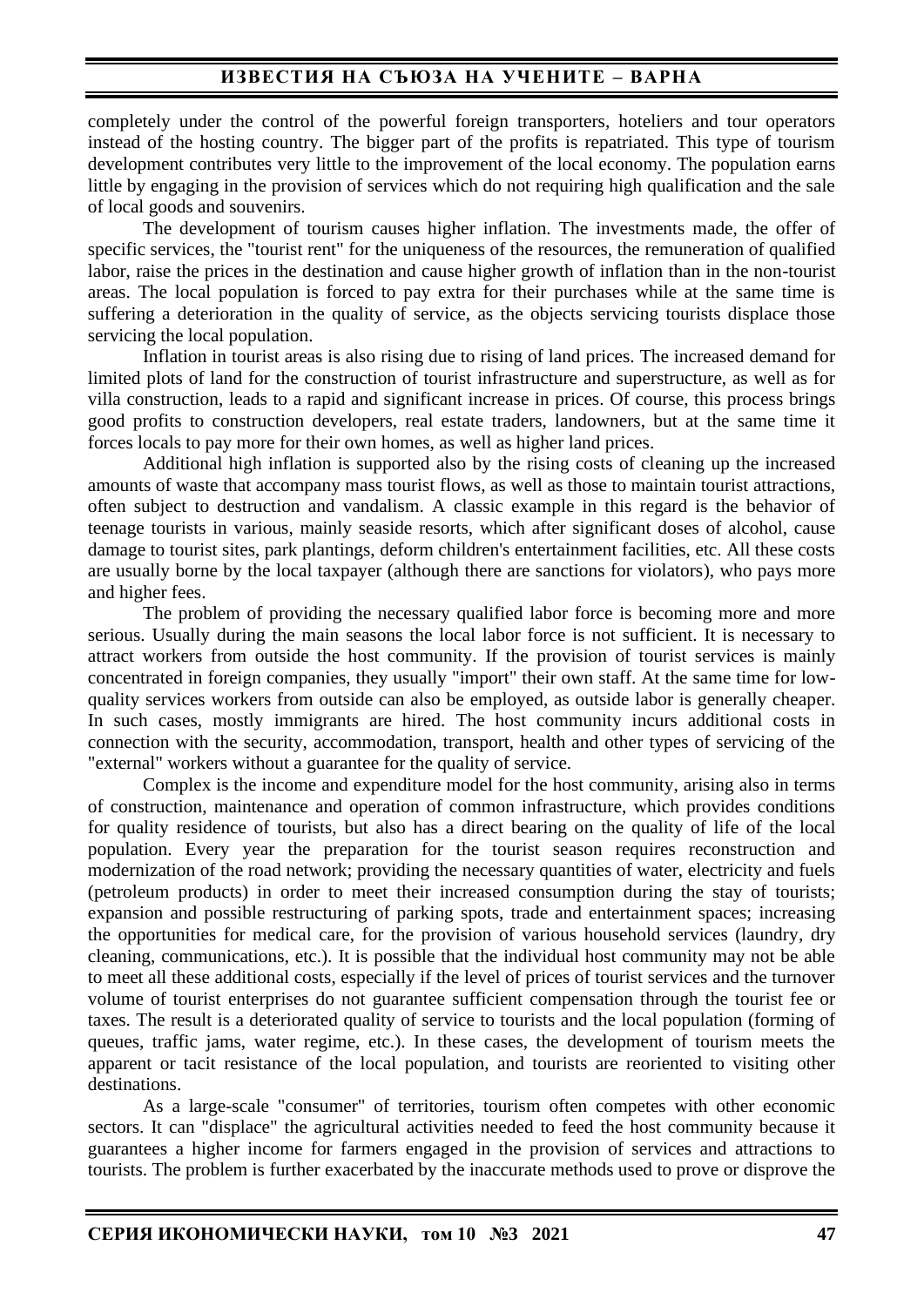completely under the control of the powerful foreign transporters, hoteliers and tour operators instead of the hosting country. The bigger part of the profits is repatriated. This type of tourism development contributes very little to the improvement of the local economy. The population earns little by engaging in the provision of services which do not requiring high qualification and the sale of local goods and souvenirs.

The development of tourism causes higher inflation. The investments made, the offer of specific services, the "tourist rent" for the uniqueness of the resources, the remuneration of qualified labor, raise the prices in the destination and cause higher growth of inflation than in the non-tourist areas. The local population is forced to pay extra for their purchases while at the same time is suffering a deterioration in the quality of service, as the objects servicing tourists displace those servicing the local population.

Inflation in tourist areas is also rising due to rising of land prices. The increased demand for limited plots of land for the construction of tourist infrastructure and superstructure, as well as for villa construction, leads to a rapid and significant increase in prices. Of course, this process brings good profits to construction developers, real estate traders, landowners, but at the same time it forces locals to pay more for their own homes, as well as higher land prices.

Additional high inflation is supported also by the rising costs of cleaning up the increased amounts of waste that accompany mass tourist flows, as well as those to maintain tourist attractions, often subject to destruction and vandalism. A classic example in this regard is the behavior of teenage tourists in various, mainly seaside resorts, which after significant doses of alcohol, cause damage to tourist sites, park plantings, deform children's entertainment facilities, etc. All these costs are usually borne by the local taxpayer (although there are sanctions for violators), who pays more and higher fees.

The problem of providing the necessary qualified labor force is becoming more and more serious. Usually during the main seasons the local labor force is not sufficient. It is necessary to attract workers from outside the host community. If the provision of tourist services is mainly concentrated in foreign companies, they usually "import" their own staff. At the same time for low-quality services workers from outside can also be employed, as outside labor is generally cheaper. In such cases, mostly immigrants are hired. The host community incurs additional costs in connection with the security, accommodation, transport, health and other types of servicing of the "external" workers without a guarantee for the quality of service.

Complex is the income and expenditure model for the host community, arising also in terms of construction, maintenance and operation of common infrastructure, which provides conditions for quality residence of tourists, but also has a direct bearing on the quality of life of the local population. Every year the preparation for the tourist season requires reconstruction and modernization of the road network; providing the necessary quantities of water, electricity and fuels (petroleum products) in order to meet their increased consumption during the stay of tourists; expansion and possible restructuring of parking spots, trade and entertainment spaces; increasing the opportunities for medical care, for the provision of various household services (laundry, dry cleaning, communications, etc.). It is possible that the individual host community may not be able to meet all these additional costs, especially if the level of prices of tourist services and the turnover volume of tourist enterprises do not guarantee sufficient compensation through the tourist fee or taxes. The result is a deteriorated quality of service to tourists and the local population (forming of queues, traffic jams, water regime, etc.). In these cases, the development of tourism meets the apparent or tacit resistance of the local population, and tourists are reoriented to visiting other destinations.

As a large-scale "consumer" of territories, tourism often competes with other economic sectors. It can "displace" the agricultural activities needed to feed the host community because it guarantees a higher income for farmers engaged in the provision of services and attractions to tourists. The problem is further exacerbated by the inaccurate methods used to prove or disprove the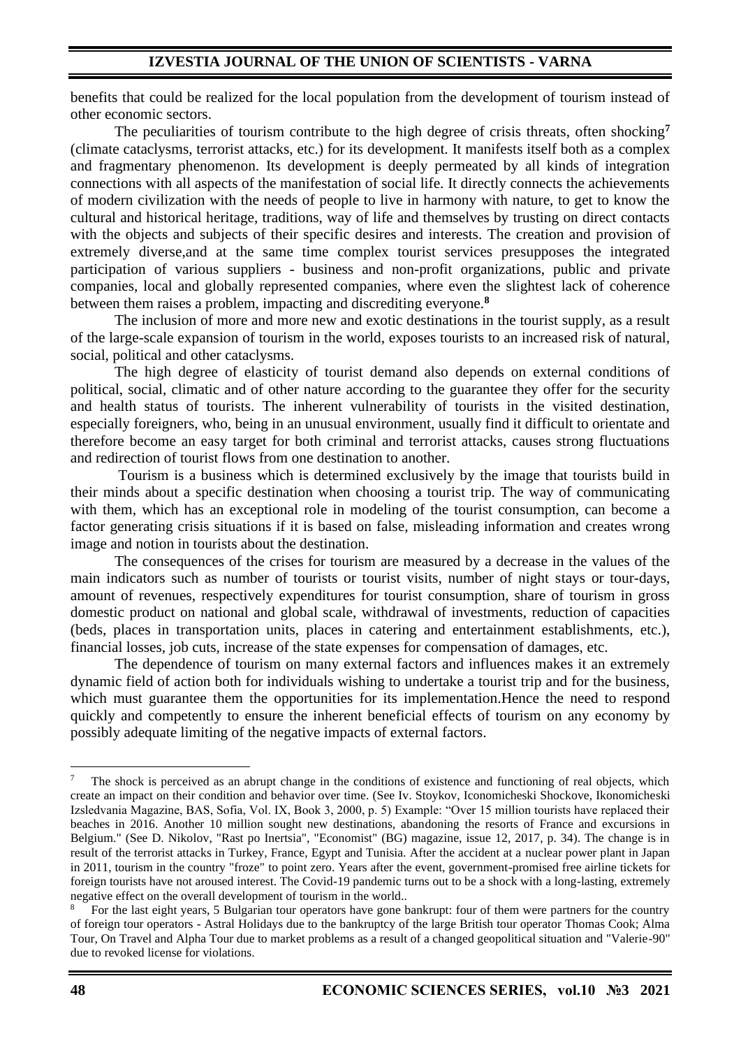benefits that could be realized for the local population from the development of tourism instead of other economic sectors.

The peculiarities of tourism contribute to the high degree of crisis threats, often shocking[7] (climate cataclysms, terrorist attacks, etc.) for its development. It manifests itself both as a complex and fragmentary phenomenon. Its development is deeply permeated by all kinds of integration connections with all aspects of the manifestation of social life. It directly connects the achievements of modern civilization with the needs of people to live in harmony with nature, to get to know the cultural and historical heritage, traditions, way of life and themselves by trusting on direct contacts with the objects and subjects of their specific desires and interests. The creation and provision of extremely diverse,and at the same time complex tourist services presupposes the integrated participation of various suppliers - business and non-profit organizations, public and private companies, local and globally represented companies, where even the slightest lack of coherence between them raises a problem, impacting and discrediting everyone.[8]

The inclusion of more and more new and exotic destinations in the tourist supply, as a result of the large-scale expansion of tourism in the world, exposes tourists to an increased risk of natural, social, political and other cataclysms.

The high degree of elasticity of tourist demand also depends on external conditions of political, social, climatic and of other nature according to the guarantee they offer for the security and health status of tourists. The inherent vulnerability of tourists in the visited destination, especially foreigners, who, being in an unusual environment, usually find it difficult to orientate and therefore become an easy target for both criminal and terrorist attacks, causes strong fluctuations and redirection of tourist flows from one destination to another.

Tourism is a business which is determined exclusively by the image that tourists build in their minds about a specific destination when choosing a tourist trip. The way of communicating with them, which has an exceptional role in modeling of the tourist consumption, can become a factor generating crisis situations if it is based on false, misleading information and creates wrong image and notion in tourists about the destination.

The consequences of the crises for tourism are measured by a decrease in the values of the main indicators such as number of tourists or tourist visits, number of night stays or tour-days, amount of revenues, respectively expenditures for tourist consumption, share of tourism in gross domestic product on national and global scale, withdrawal of investments, reduction of capacities (beds, places in transportation units, places in catering and entertainment establishments, etc.), financial losses, job cuts, increase of the state expenses for compensation of damages, etc.

The dependence of tourism on many external factors and influences makes it an extremely dynamic field of action both for individuals wishing to undertake a tourist trip and for the business, which must guarantee them the opportunities for its implementation.Hence the need to respond quickly and competently to ensure the inherent beneficial effects of tourism on any economy by possibly adequate limiting of the negative impacts of external factors.

---

[7] The shock is perceived as an abrupt change in the conditions of existence and functioning of real objects, which create an impact on their condition and behavior over time. (See Iv. Stoykov, Iconomicheski Shockove, Ikonomicheski Izsledvania Magazine, BAS, Sofia, Vol. IX, Book 3, 2000, p. 5) Example: "Over 15 million tourists have replaced their beaches in 2016. Another 10 million sought new destinations, abandoning the resorts of France and excursions in Belgium." (See D. Nikolov, "Rast po Inertsia", "Economist" (BG) magazine, issue 12, 2017, p. 34). The change is in result of the terrorist attacks in Turkey, France, Egypt and Tunisia. After the accident at a nuclear power plant in Japan in 2011, tourism in the country "froze" to point zero. Years after the event, government-promised free airline tickets for foreign tourists have not aroused interest. The Covid-19 pandemic turns out to be a shock with a long-lasting, extremely negative effect on the overall development of tourism in the world..

[8] For the last eight years, 5 Bulgarian tour operators have gone bankrupt: four of them were partners for the country of foreign tour operators - Astral Holidays due to the bankruptcy of the large British tour operator Thomas Cook; Alma Tour, On Travel and Alpha Tour due to market problems as a result of a changed geopolitical situation and "Valerie-90" due to revoked license for violations.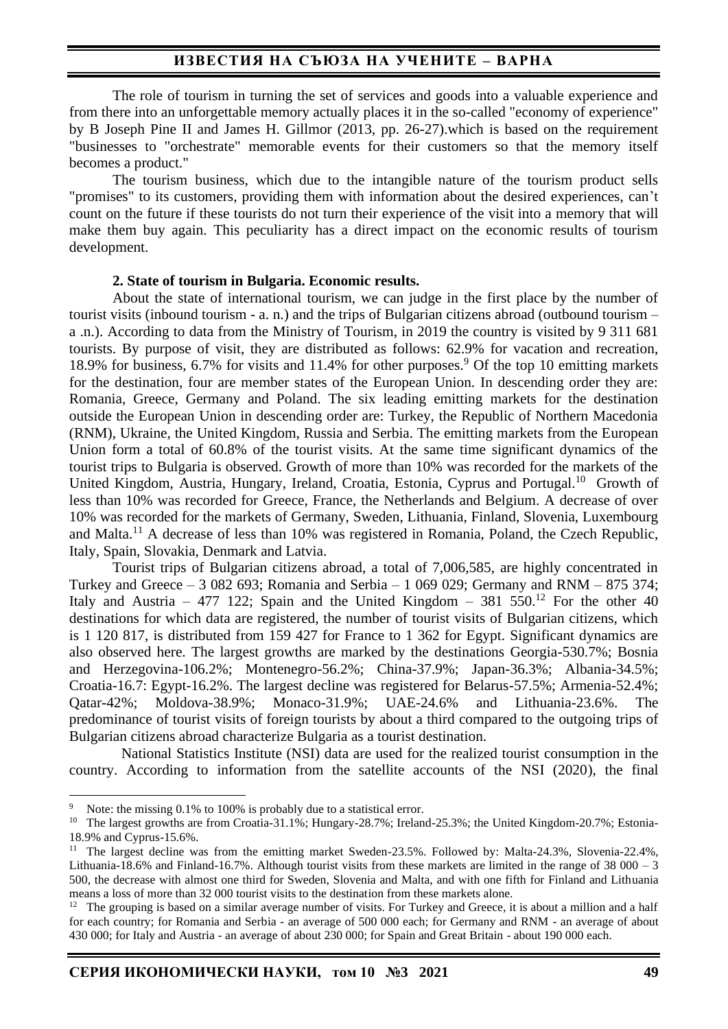The role of tourism in turning the set of services and goods into a valuable experience and from there into an unforgettable memory actually places it in the so-called "economy of experience" by B Joseph Pine II and James H. Gillmor (2013, pp. 26-27).which is based on the requirement "businesses to "orchestrate" memorable events for their customers so that the memory itself becomes a product."

The tourism business, which due to the intangible nature of the tourism product sells "promises" to its customers, providing them with information about the desired experiences, can't count on the future if these tourists do not turn their experience of the visit into a memory that will make them buy again. This peculiarity has a direct impact on the economic results of tourism development.

**2. State of tourism in Bulgaria. Economic results.**

About the state of international tourism, we can judge in the first place by the number of tourist visits (inbound tourism - a. n.) and the trips of Bulgarian citizens abroad (outbound tourism – a .n.). According to data from the Ministry of Tourism, in 2019 the country is visited by 9 311 681 tourists. By purpose of visit, they are distributed as follows: 62.9% for vacation and recreation, 18.9% for business, 6.7% for visits and 11.4% for other purposes.[9] Of the top 10 emitting markets for the destination, four are member states of the European Union. In descending order they are: Romania, Greece, Germany and Poland. The six leading emitting markets for the destination outside the European Union in descending order are: Turkey, the Republic of Northern Macedonia (RNM), Ukraine, the United Kingdom, Russia and Serbia. The emitting markets from the European Union form a total of 60.8% of the tourist visits. At the same time significant dynamics of the tourist trips to Bulgaria is observed. Growth of more than 10% was recorded for the markets of the United Kingdom, Austria, Hungary, Ireland, Croatia, Estonia, Cyprus and Portugal.[10] Growth of less than 10% was recorded for Greece, France, the Netherlands and Belgium. A decrease of over 10% was recorded for the markets of Germany, Sweden, Lithuania, Finland, Slovenia, Luxembourg and Malta.[11] A decrease of less than 10% was registered in Romania, Poland, the Czech Republic, Italy, Spain, Slovakia, Denmark and Latvia.

Tourist trips of Bulgarian citizens abroad, a total of 7,006,585, are highly concentrated in Turkey and Greece – 3 082 693; Romania and Serbia – 1 069 029; Germany and RNM – 875 374; Italy and Austria – 477 122; Spain and the United Kingdom – 381 550.[12] For the other 40 destinations for which data are registered, the number of tourist visits of Bulgarian citizens, which is 1 120 817, is distributed from 159 427 for France to 1 362 for Egypt. Significant dynamics are also observed here. The largest growths are marked by the destinations Georgia-530.7%; Bosnia and Herzegovina-106.2%; Montenegro-56.2%; China-37.9%; Japan-36.3%; Albania-34.5%; Croatia-16.7: Egypt-16.2%. The largest decline was registered for Belarus-57.5%; Armenia-52.4%; Qatar-42%; Moldova-38.9%; Monaco-31.9%; UAE-24.6% and Lithuania-23.6%. The predominance of tourist visits of foreign tourists by about a third compared to the outgoing trips of Bulgarian citizens abroad characterize Bulgaria as a tourist destination.

National Statistics Institute (NSI) data are used for the realized tourist consumption in the country. According to information from the satellite accounts of the NSI (2020), the final

---

[9] Note: the missing 0.1% to 100% is probably due to a statistical error.

[10] The largest growths are from Croatia-31.1%; Hungary-28.7%; Ireland-25.3%; the United Kingdom-20.7%; Estonia-18.9% and Cyprus-15.6%.

[11] The largest decline was from the emitting market Sweden-23.5%. Followed by: Malta-24.3%, Slovenia-22.4%, Lithuania-18.6% and Finland-16.7%. Although tourist visits from these markets are limited in the range of 38 000 – 3 500, the decrease with almost one third for Sweden, Slovenia and Malta, and with one fifth for Finland and Lithuania means a loss of more than 32 000 tourist visits to the destination from these markets alone.

[12] The grouping is based on a similar average number of visits. For Turkey and Greece, it is about a million and a half for each country; for Romania and Serbia - an average of 500 000 each; for Germany and RNM - an average of about 430 000; for Italy and Austria - an average of about 230 000; for Spain and Great Britain - about 190 000 each.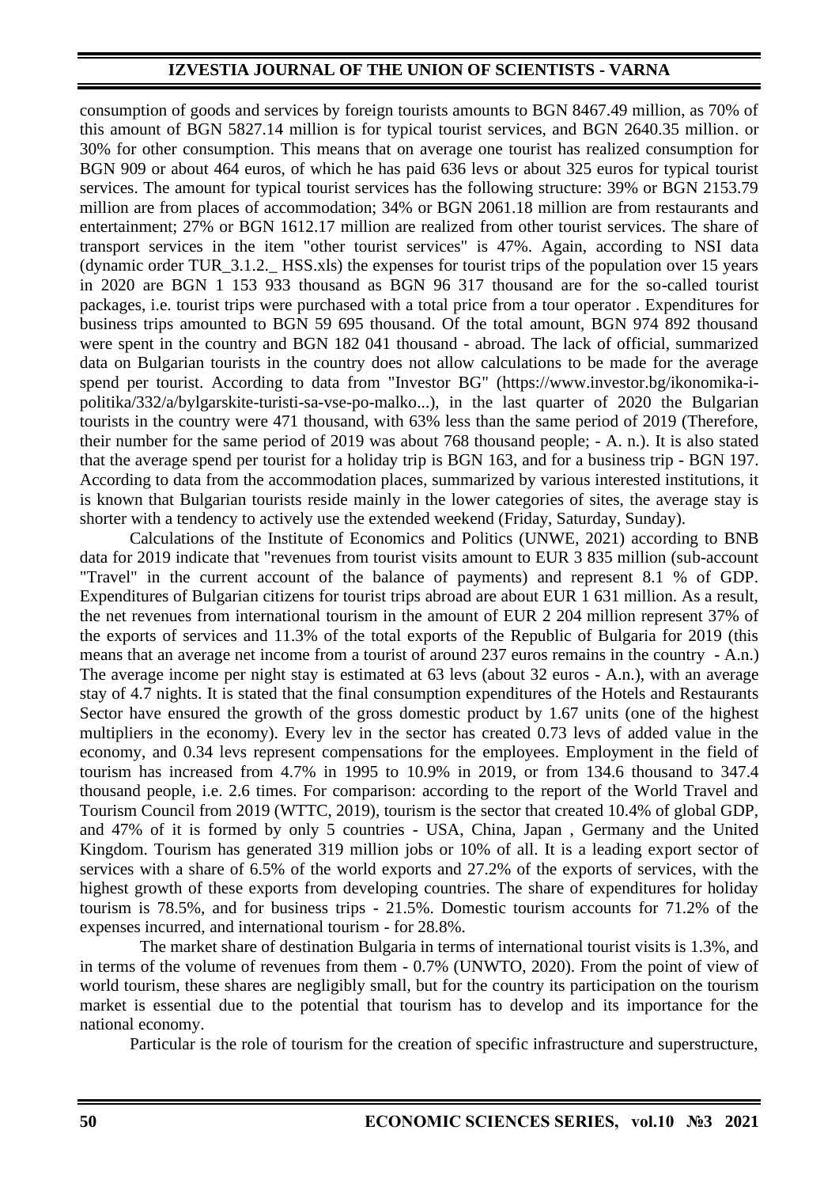consumption of goods and services by foreign tourists amounts to BGN 8467.49 million, as 70% of this amount of BGN 5827.14 million is for typical tourist services, and BGN 2640.35 million. or 30% for other consumption. This means that on average one tourist has realized consumption for BGN 909 or about 464 euros, of which he has paid 636 levs or about 325 euros for typical tourist services. The amount for typical tourist services has the following structure: 39% or BGN 2153.79 million are from places of accommodation; 34% or BGN 2061.18 million are from restaurants and entertainment; 27% or BGN 1612.17 million are realized from other tourist services. The share of transport services in the item "other tourist services" is 47%. Again, according to NSI data (dynamic order TUR_3.1.2._ HSS.xls) the expenses for tourist trips of the population over 15 years in 2020 are BGN 1 153 933 thousand as BGN 96 317 thousand are for the so-called tourist packages, i.e. tourist trips were purchased with a total price from a tour operator . Expenditures for business trips amounted to BGN 59 695 thousand. Of the total amount, BGN 974 892 thousand were spent in the country and BGN 182 041 thousand - abroad. The lack of official, summarized data on Bulgarian tourists in the country does not allow calculations to be made for the average spend per tourist. According to data from "Investor BG" (https://www.investor.bg/ikonomika-i-politika/332/a/bylgarskite-turisti-sa-vse-po-malko...), in the last quarter of 2020 the Bulgarian tourists in the country were 471 thousand, with 63% less than the same period of 2019 (Therefore, their number for the same period of 2019 was about 768 thousand people; - A. n.). It is also stated that the average spend per tourist for a holiday trip is BGN 163, and for a business trip - BGN 197. According to data from the accommodation places, summarized by various interested institutions, it is known that Bulgarian tourists reside mainly in the lower categories of sites, the average stay is shorter with a tendency to actively use the extended weekend (Friday, Saturday, Sunday).

Calculations of the Institute of Economics and Politics (UNWE, 2021) according to BNB data for 2019 indicate that "revenues from tourist visits amount to EUR 3 835 million (sub-account "Travel" in the current account of the balance of payments) and represent 8.1 % of GDP. Expenditures of Bulgarian citizens for tourist trips abroad are about EUR 1 631 million. As a result, the net revenues from international tourism in the amount of EUR 2 204 million represent 37% of the exports of services and 11.3% of the total exports of the Republic of Bulgaria for 2019 (this means that an average net income from a tourist of around 237 euros remains in the country - A.n.) The average income per night stay is estimated at 63 levs (about 32 euros - A.n.), with an average stay of 4.7 nights. It is stated that the final consumption expenditures of the Hotels and Restaurants Sector have ensured the growth of the gross domestic product by 1.67 units (one of the highest multipliers in the economy). Every lev in the sector has created 0.73 levs of added value in the economy, and 0.34 levs represent compensations for the employees. Employment in the field of tourism has increased from 4.7% in 1995 to 10.9% in 2019, or from 134.6 thousand to 347.4 thousand people, i.e. 2.6 times. For comparison: according to the report of the World Travel and Tourism Council from 2019 (WTTC, 2019), tourism is the sector that created 10.4% of global GDP, and 47% of it is formed by only 5 countries - USA, China, Japan , Germany and the United Kingdom. Tourism has generated 319 million jobs or 10% of all. It is a leading export sector of services with a share of 6.5% of the world exports and 27.2% of the exports of services, with the highest growth of these exports from developing countries. The share of expenditures for holiday tourism is 78.5%, and for business trips - 21.5%. Domestic tourism accounts for 71.2% of the expenses incurred, and international tourism - for 28.8%.

The market share of destination Bulgaria in terms of international tourist visits is 1.3%, and in terms of the volume of revenues from them - 0.7% (UNWTO, 2020). From the point of view of world tourism, these shares are negligibly small, but for the country its participation on the tourism market is essential due to the potential that tourism has to develop and its importance for the national economy.

Particular is the role of tourism for the creation of specific infrastructure and superstructure,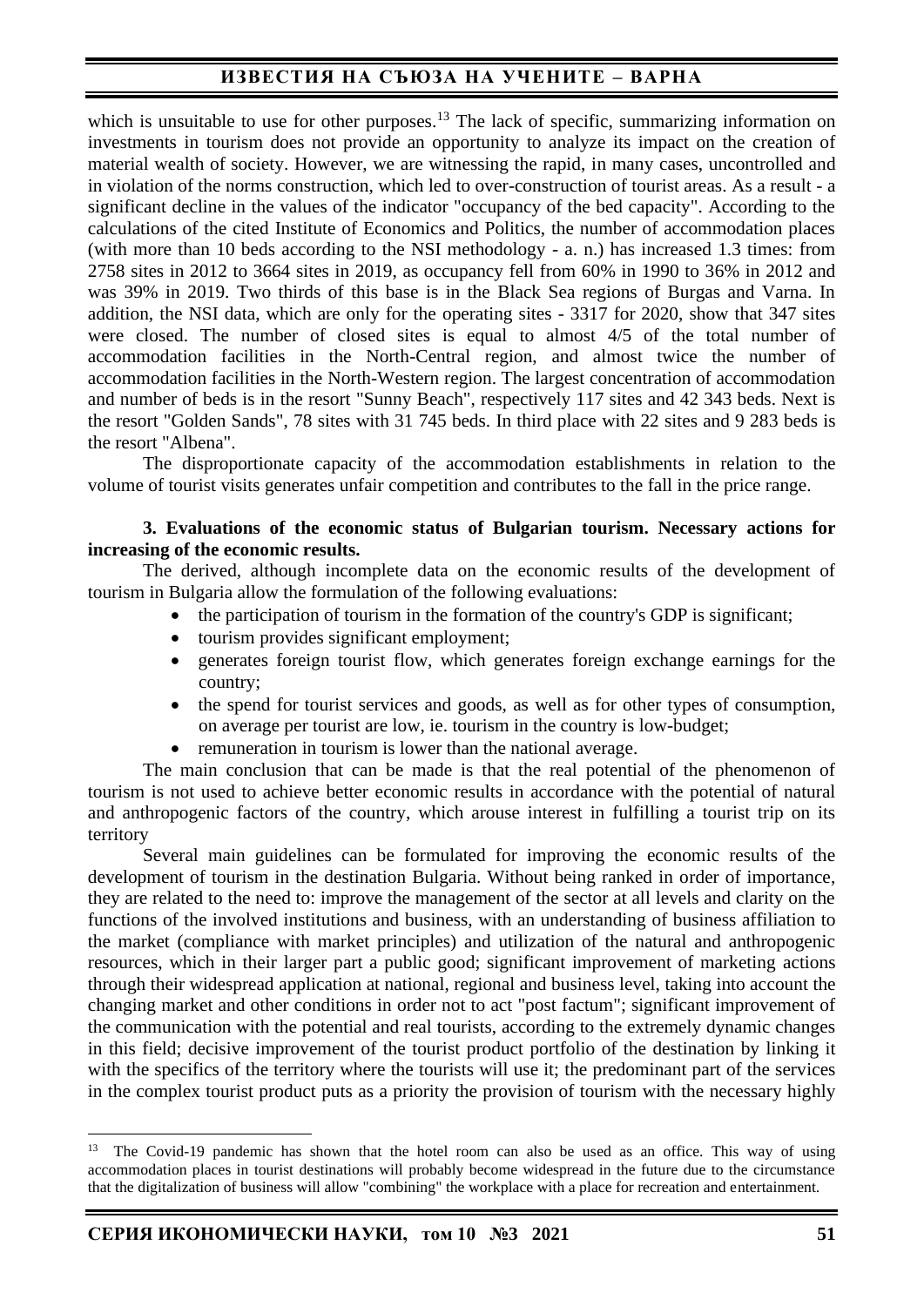which is unsuitable to use for other purposes.[13] The lack of specific, summarizing information on investments in tourism does not provide an opportunity to analyze its impact on the creation of material wealth of society. However, we are witnessing the rapid, in many cases, uncontrolled and in violation of the norms construction, which led to over-construction of tourist areas. As a result - a significant decline in the values of the indicator "occupancy of the bed capacity". According to the calculations of the cited Institute of Economics and Politics, the number of accommodation places (with more than 10 beds according to the NSI methodology - a. n.) has increased 1.3 times: from 2758 sites in 2012 to 3664 sites in 2019, as occupancy fell from 60% in 1990 to 36% in 2012 and was 39% in 2019. Two thirds of this base is in the Black Sea regions of Burgas and Varna. In addition, the NSI data, which are only for the operating sites - 3317 for 2020, show that 347 sites were closed. The number of closed sites is equal to almost 4/5 of the total number of accommodation facilities in the North-Central region, and almost twice the number of accommodation facilities in the North-Western region. The largest concentration of accommodation and number of beds is in the resort "Sunny Beach", respectively 117 sites and 42 343 beds. Next is the resort "Golden Sands", 78 sites with 31 745 beds. In third place with 22 sites and 9 283 beds is the resort "Albena".

The disproportionate capacity of the accommodation establishments in relation to the volume of tourist visits generates unfair competition and contributes to the fall in the price range.

**3. Evaluations of the economic status of Bulgarian tourism. Necessary actions for increasing of the economic results.**

The derived, although incomplete data on the economic results of the development of tourism in Bulgaria allow the formulation of the following evaluations:

- the participation of tourism in the formation of the country's GDP is significant;
- tourism provides significant employment;
- generates foreign tourist flow, which generates foreign exchange earnings for the country;
- the spend for tourist services and goods, as well as for other types of consumption, on average per tourist are low, ie. tourism in the country is low-budget;
- remuneration in tourism is lower than the national average.

The main conclusion that can be made is that the real potential of the phenomenon of tourism is not used to achieve better economic results in accordance with the potential of natural and anthropogenic factors of the country, which arouse interest in fulfilling a tourist trip on its territory

Several main guidelines can be formulated for improving the economic results of the development of tourism in the destination Bulgaria. Without being ranked in order of importance, they are related to the need to: improve the management of the sector at all levels and clarity on the functions of the involved institutions and business, with an understanding of business affiliation to the market (compliance with market principles) and utilization of the natural and anthropogenic resources, which in their larger part a public good; significant improvement of marketing actions through their widespread application at national, regional and business level, taking into account the changing market and other conditions in order not to act "post factum"; significant improvement of the communication with the potential and real tourists, according to the extremely dynamic changes in this field; decisive improvement of the tourist product portfolio of the destination by linking it with the specifics of the territory where the tourists will use it; the predominant part of the services in the complex tourist product puts as a priority the provision of tourism with the necessary highly

---

[13] The Covid-19 pandemic has shown that the hotel room can also be used as an office. This way of using accommodation places in tourist destinations will probably become widespread in the future due to the circumstance that the digitalization of business will allow "combining" the workplace with a place for recreation and entertainment.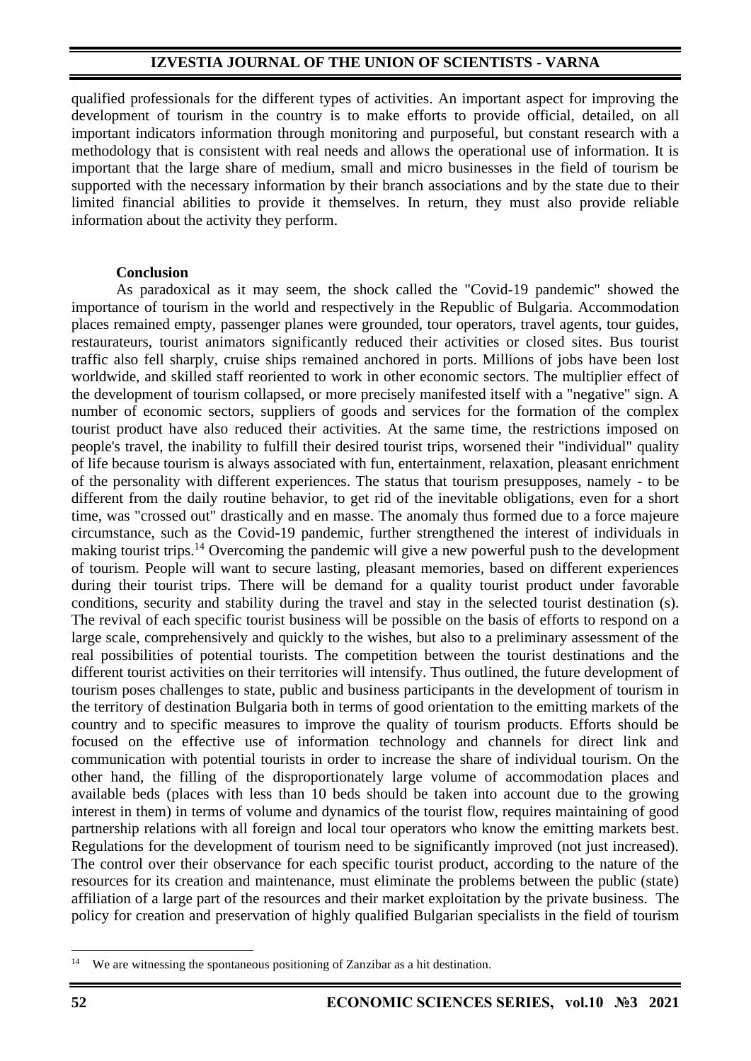qualified professionals for the different types of activities. An important aspect for improving the development of tourism in the country is to make efforts to provide official, detailed, on all important indicators information through monitoring and purposeful, but constant research with a methodology that is consistent with real needs and allows the operational use of information. It is important that the large share of medium, small and micro businesses in the field of tourism be supported with the necessary information by their branch associations and by the state due to their limited financial abilities to provide it themselves. In return, they must also provide reliable information about the activity they perform.

**Conclusion**

As paradoxical as it may seem, the shock called the "Covid-19 pandemic" showed the importance of tourism in the world and respectively in the Republic of Bulgaria. Accommodation places remained empty, passenger planes were grounded, tour operators, travel agents, tour guides, restaurateurs, tourist animators significantly reduced their activities or closed sites. Bus tourist traffic also fell sharply, cruise ships remained anchored in ports. Millions of jobs have been lost worldwide, and skilled staff reoriented to work in other economic sectors. The multiplier effect of the development of tourism collapsed, or more precisely manifested itself with a "negative" sign. A number of economic sectors, suppliers of goods and services for the formation of the complex tourist product have also reduced their activities. At the same time, the restrictions imposed on people's travel, the inability to fulfill their desired tourist trips, worsened their "individual" quality of life because tourism is always associated with fun, entertainment, relaxation, pleasant enrichment of the personality with different experiences. The status that tourism presupposes, namely - to be different from the daily routine behavior, to get rid of the inevitable obligations, even for a short time, was "crossed out" drastically and en masse. The anomaly thus formed due to a force majeure circumstance, such as the Covid-19 pandemic, further strengthened the interest of individuals in making tourist trips.[14] Overcoming the pandemic will give a new powerful push to the development of tourism. People will want to secure lasting, pleasant memories, based on different experiences during their tourist trips. There will be demand for a quality tourist product under favorable conditions, security and stability during the travel and stay in the selected tourist destination (s). The revival of each specific tourist business will be possible on the basis of efforts to respond on a large scale, comprehensively and quickly to the wishes, but also to a preliminary assessment of the real possibilities of potential tourists. The competition between the tourist destinations and the different tourist activities on their territories will intensify. Thus outlined, the future development of tourism poses challenges to state, public and business participants in the development of tourism in the territory of destination Bulgaria both in terms of good orientation to the emitting markets of the country and to specific measures to improve the quality of tourism products. Efforts should be focused on the effective use of information technology and channels for direct link and communication with potential tourists in order to increase the share of individual tourism. On the other hand, the filling of the disproportionately large volume of accommodation places and available beds (places with less than 10 beds should be taken into account due to the growing interest in them) in terms of volume and dynamics of the tourist flow, requires maintaining of good partnership relations with all foreign and local tour operators who know the emitting markets best. Regulations for the development of tourism need to be significantly improved (not just increased). The control over their observance for each specific tourist product, according to the nature of the resources for its creation and maintenance, must eliminate the problems between the public (state) affiliation of a large part of the resources and their market exploitation by the private business. The policy for creation and preservation of highly qualified Bulgarian specialists in the field of tourism

[14] We are witnessing the spontaneous positioning of Zanzibar as a hit destination.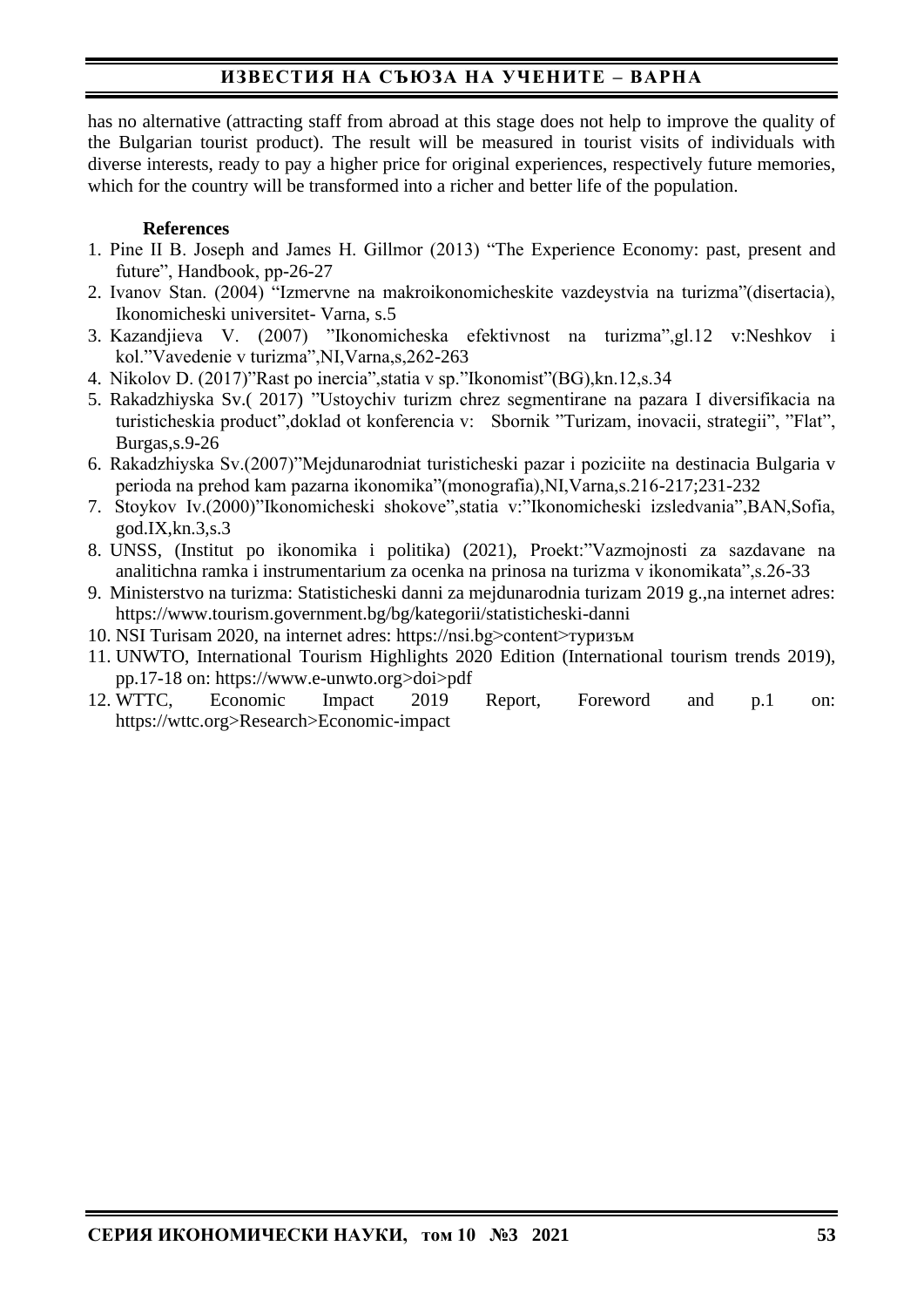has no alternative (attracting staff from abroad at this stage does not help to improve the quality of the Bulgarian tourist product). The result will be measured in tourist visits of individuals with diverse interests, ready to pay a higher price for original experiences, respectively future memories, which for the country will be transformed into a richer and better life of the population.

**References**

1. Pine II B. Joseph and James H. Gillmor (2013) "The Experience Economy: past, present and future", Handbook, pp-26-27
2. Ivanov Stan. (2004) "Izmervne na makroikonomicheskite vazdeystvia na turizma"(disertacia), Ikonomicheski universitet- Varna, s.5
3. Kazandjieva V. (2007) "Ikonomicheska efektivnost na turizma",gl.12 v:Neshkov i kol."Vavedenie v turizma",NI,Varna,s,262-263
4. Nikolov D. (2017)"Rast po inercia",statia v sp."Ikonomist"(BG),kn.12,s.34
5. Rakadzhiyska Sv.( 2017) "Ustoychiv turizm chrez segmentirane na pazara I diversifikacia na turisticheskia product",doklad ot konferencia v: Sbornik "Turizam, inovacii, strategii", "Flat", Burgas,s.9-26
6. Rakadzhiyska Sv.(2007)"Mejdunarodniat turisticheski pazar i poziciite na destinacia Bulgaria v perioda na prehod kam pazarna ikonomika"(monografia),NI,Varna,s.216-217;231-232
7. Stoykov Iv.(2000)"Ikonomicheski shokove",statia v:"Ikonomicheski izsledvania",BAN,Sofia, god.IX,kn.3,s.3
8. UNSS, (Institut po ikonomika i politika) (2021), Proekt:"Vazmojnosti za sazdavane na analitichna ramka i instrumentarium za ocenka na prinosa na turizma v ikonomikata",s.26-33
9. Ministerstvo na turizma: Statisticheski danni za mejdunarodnia turizam 2019 g.,na internet adres: https://www.tourism.government.bg/bg/kategorii/statisticheski-danni
10. NSI Turisam 2020, na internet adres: https://nsi.bg>content>туризъм
11. UNWTO, International Tourism Highlights 2020 Edition (International tourism trends 2019), pp.17-18 on: https://www.e-unwto.org>doi>pdf
12. WTTC, Economic Impact 2019 Report, Foreword and p.1 on: https://wttc.org>Research>Economic-impact